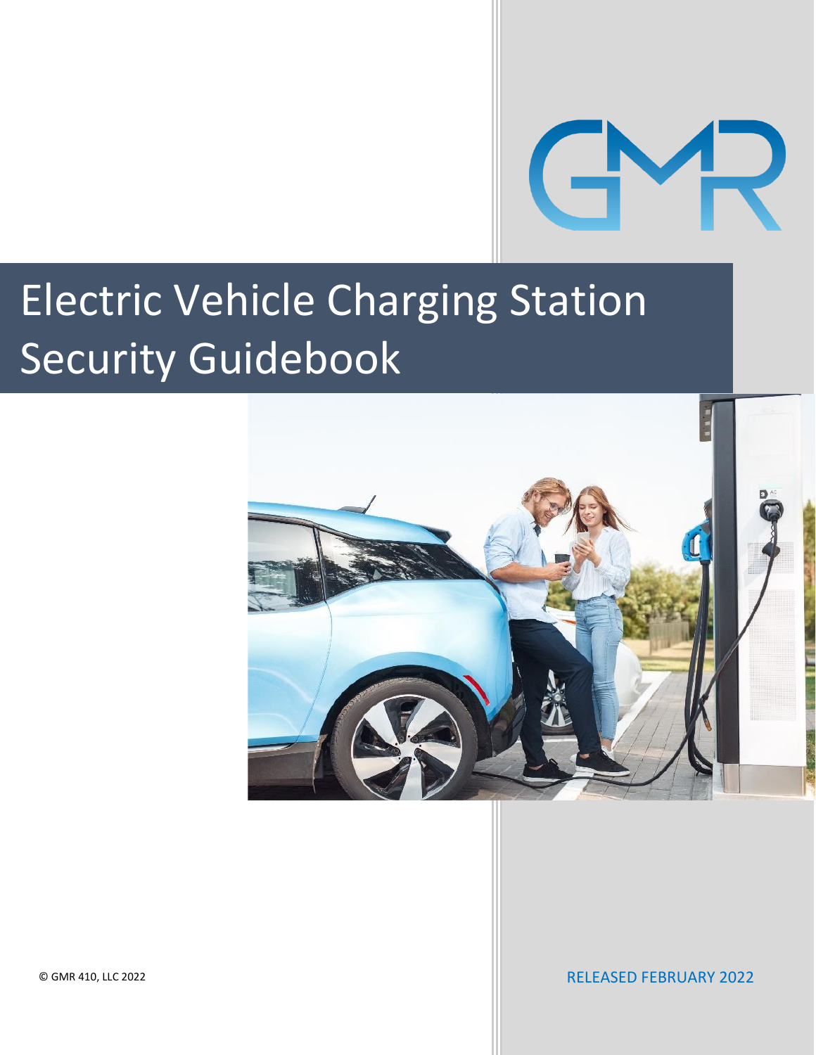# Electric Vehicle Charging Station Security Guidebook

© GMR 410, LLC 2022

RELEASED FEBRUARY 2022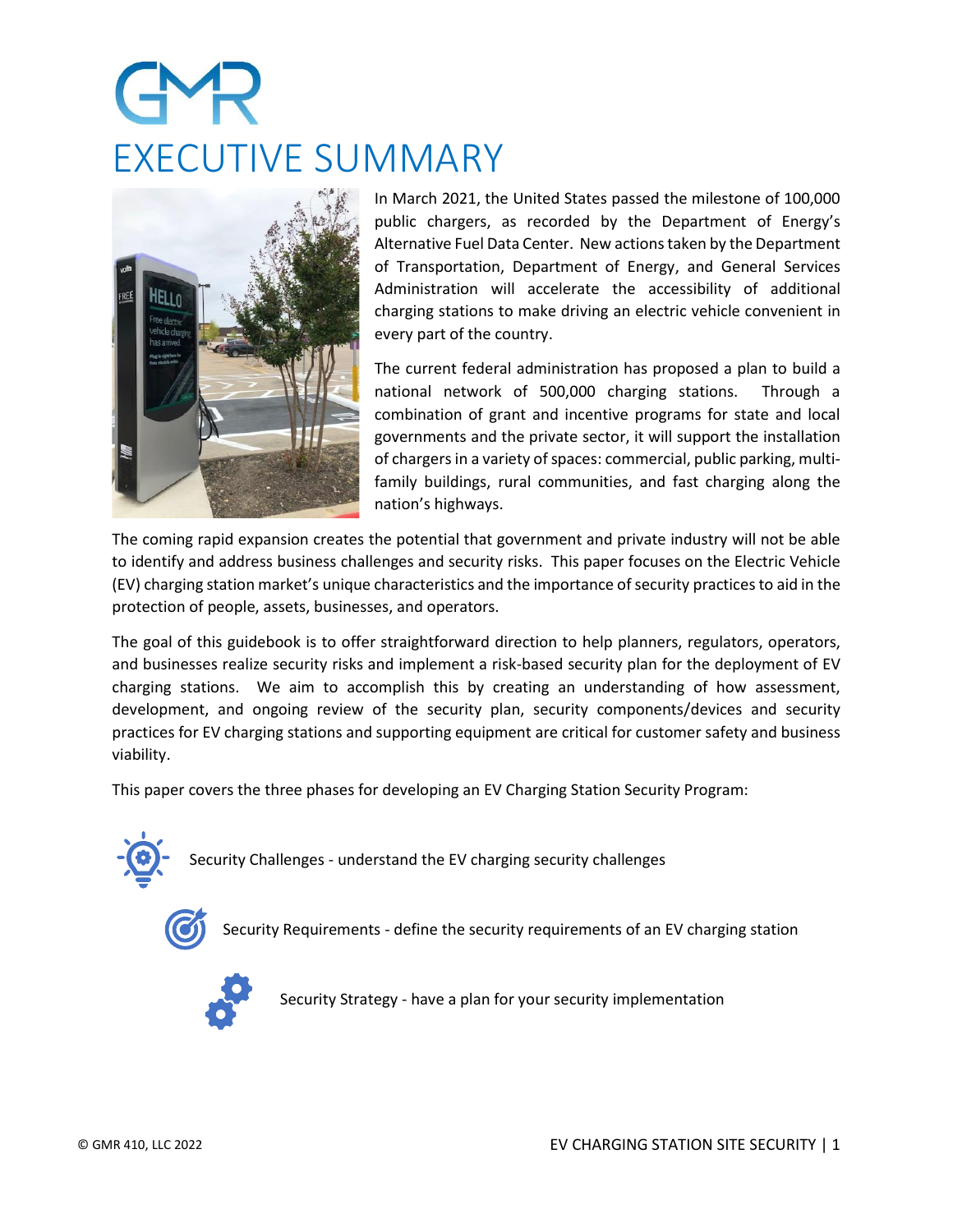# GMR

# EXECUTIVE SUMMARY

In March 2021, the United States passed the milestone of 100,000 public chargers, as recorded by the Department of Energy's Alternative Fuel Data Center. New actions taken by the Department of Transportation, Department of Energy, and General Services Administration will accelerate the accessibility of additional charging stations to make driving an electric vehicle convenient in every part of the country.

The current federal administration has proposed a plan to build a national network of 500,000 charging stations. Through a combination of grant and incentive programs for state and local governments and the private sector, it will support the installation of chargers in a variety of spaces: commercial, public parking, multi-family buildings, rural communities, and fast charging along the nation's highways.

The coming rapid expansion creates the potential that government and private industry will not be able to identify and address business challenges and security risks. This paper focuses on the Electric Vehicle (EV) charging station market's unique characteristics and the importance of security practices to aid in the protection of people, assets, businesses, and operators.

The goal of this guidebook is to offer straightforward direction to help planners, regulators, operators, and businesses realize security risks and implement a risk-based security plan for the deployment of EV charging stations. We aim to accomplish this by creating an understanding of how assessment, development, and ongoing review of the security plan, security components/devices and security practices for EV charging stations and supporting equipment are critical for customer safety and business viability.

This paper covers the three phases for developing an EV Charging Station Security Program:

- Security Challenges - understand the EV charging security challenges
- Security Requirements - define the security requirements of an EV charging station
- Security Strategy - have a plan for your security implementation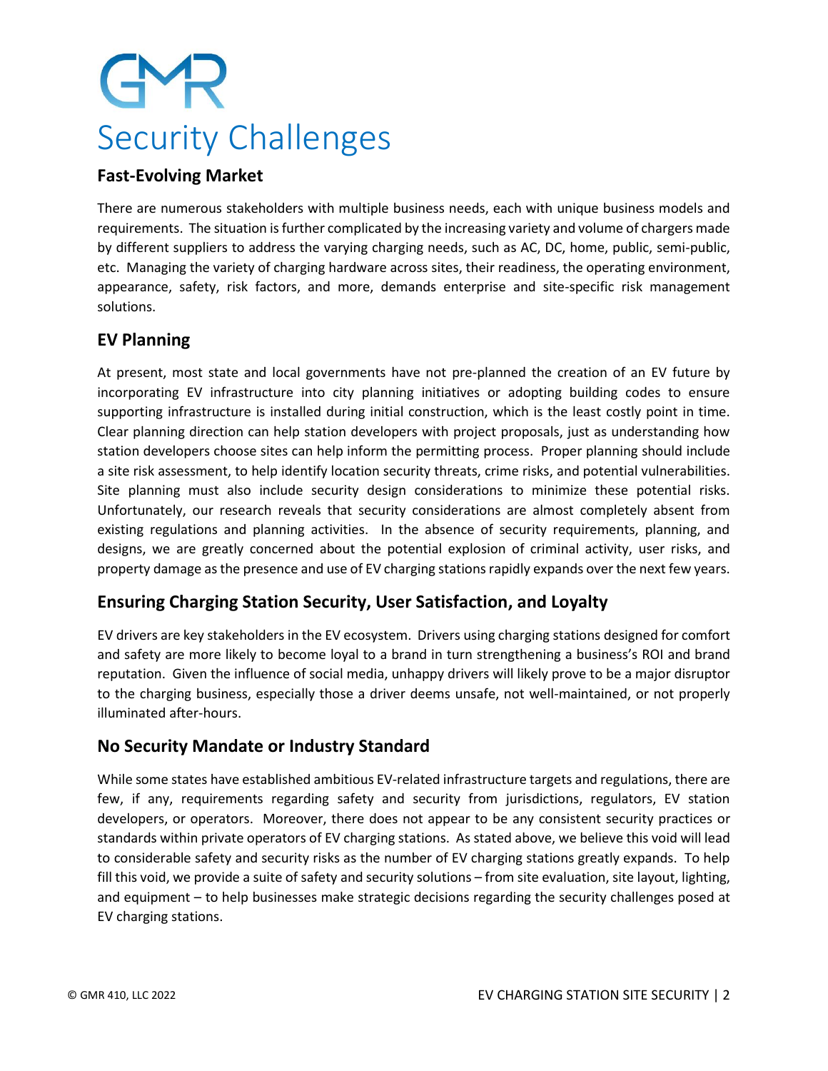# Security Challenges

## Fast-Evolving Market

There are numerous stakeholders with multiple business needs, each with unique business models and requirements. The situation is further complicated by the increasing variety and volume of chargers made by different suppliers to address the varying charging needs, such as AC, DC, home, public, semi-public, etc. Managing the variety of charging hardware across sites, their readiness, the operating environment, appearance, safety, risk factors, and more, demands enterprise and site-specific risk management solutions.

## EV Planning

At present, most state and local governments have not pre-planned the creation of an EV future by incorporating EV infrastructure into city planning initiatives or adopting building codes to ensure supporting infrastructure is installed during initial construction, which is the least costly point in time. Clear planning direction can help station developers with project proposals, just as understanding how station developers choose sites can help inform the permitting process. Proper planning should include a site risk assessment, to help identify location security threats, crime risks, and potential vulnerabilities. Site planning must also include security design considerations to minimize these potential risks. Unfortunately, our research reveals that security considerations are almost completely absent from existing regulations and planning activities. In the absence of security requirements, planning, and designs, we are greatly concerned about the potential explosion of criminal activity, user risks, and property damage as the presence and use of EV charging stations rapidly expands over the next few years.

## Ensuring Charging Station Security, User Satisfaction, and Loyalty

EV drivers are key stakeholders in the EV ecosystem. Drivers using charging stations designed for comfort and safety are more likely to become loyal to a brand in turn strengthening a business's ROI and brand reputation. Given the influence of social media, unhappy drivers will likely prove to be a major disruptor to the charging business, especially those a driver deems unsafe, not well-maintained, or not properly illuminated after-hours.

## No Security Mandate or Industry Standard

While some states have established ambitious EV-related infrastructure targets and regulations, there are few, if any, requirements regarding safety and security from jurisdictions, regulators, EV station developers, or operators. Moreover, there does not appear to be any consistent security practices or standards within private operators of EV charging stations. As stated above, we believe this void will lead to considerable safety and security risks as the number of EV charging stations greatly expands. To help fill this void, we provide a suite of safety and security solutions – from site evaluation, site layout, lighting, and equipment – to help businesses make strategic decisions regarding the security challenges posed at EV charging stations.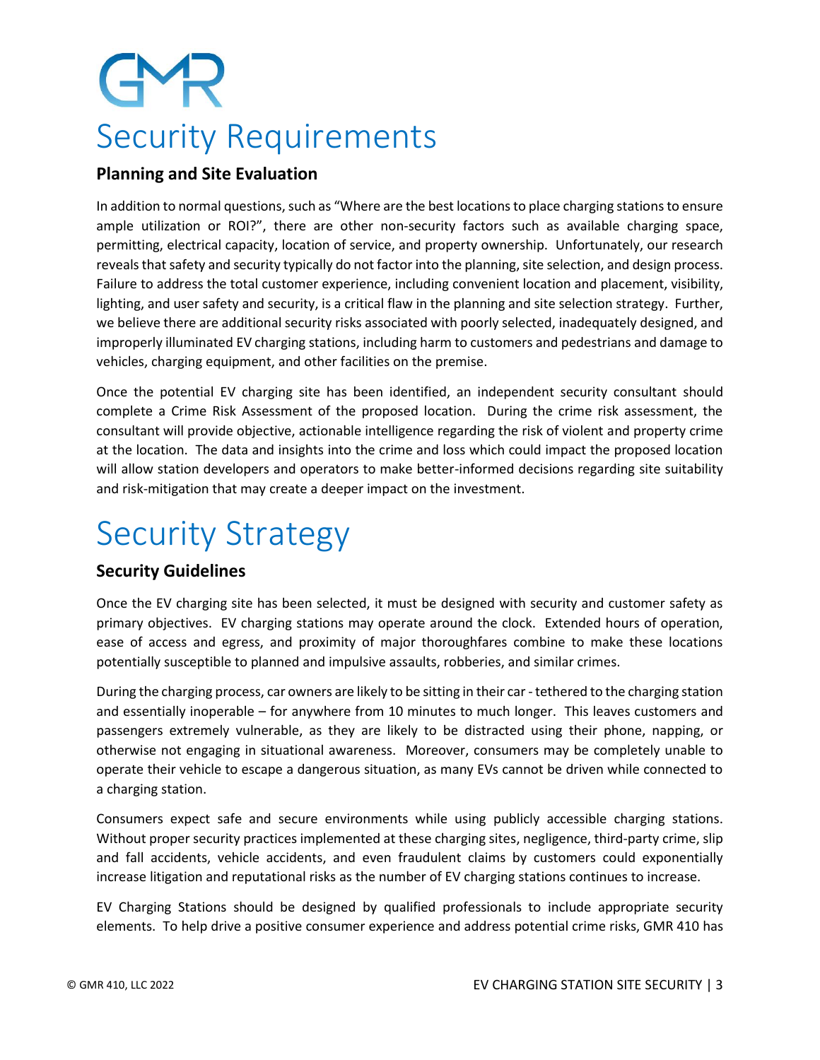# Security Requirements

## Planning and Site Evaluation

In addition to normal questions, such as "Where are the best locations to place charging stations to ensure ample utilization or ROI?", there are other non-security factors such as available charging space, permitting, electrical capacity, location of service, and property ownership. Unfortunately, our research reveals that safety and security typically do not factor into the planning, site selection, and design process. Failure to address the total customer experience, including convenient location and placement, visibility, lighting, and user safety and security, is a critical flaw in the planning and site selection strategy. Further, we believe there are additional security risks associated with poorly selected, inadequately designed, and improperly illuminated EV charging stations, including harm to customers and pedestrians and damage to vehicles, charging equipment, and other facilities on the premise.

Once the potential EV charging site has been identified, an independent security consultant should complete a Crime Risk Assessment of the proposed location. During the crime risk assessment, the consultant will provide objective, actionable intelligence regarding the risk of violent and property crime at the location. The data and insights into the crime and loss which could impact the proposed location will allow station developers and operators to make better-informed decisions regarding site suitability and risk-mitigation that may create a deeper impact on the investment.

# Security Strategy

## Security Guidelines

Once the EV charging site has been selected, it must be designed with security and customer safety as primary objectives. EV charging stations may operate around the clock. Extended hours of operation, ease of access and egress, and proximity of major thoroughfares combine to make these locations potentially susceptible to planned and impulsive assaults, robberies, and similar crimes.

During the charging process, car owners are likely to be sitting in their car - tethered to the charging station and essentially inoperable – for anywhere from 10 minutes to much longer. This leaves customers and passengers extremely vulnerable, as they are likely to be distracted using their phone, napping, or otherwise not engaging in situational awareness. Moreover, consumers may be completely unable to operate their vehicle to escape a dangerous situation, as many EVs cannot be driven while connected to a charging station.

Consumers expect safe and secure environments while using publicly accessible charging stations. Without proper security practices implemented at these charging sites, negligence, third-party crime, slip and fall accidents, vehicle accidents, and even fraudulent claims by customers could exponentially increase litigation and reputational risks as the number of EV charging stations continues to increase.

EV Charging Stations should be designed by qualified professionals to include appropriate security elements. To help drive a positive consumer experience and address potential crime risks, GMR 410 has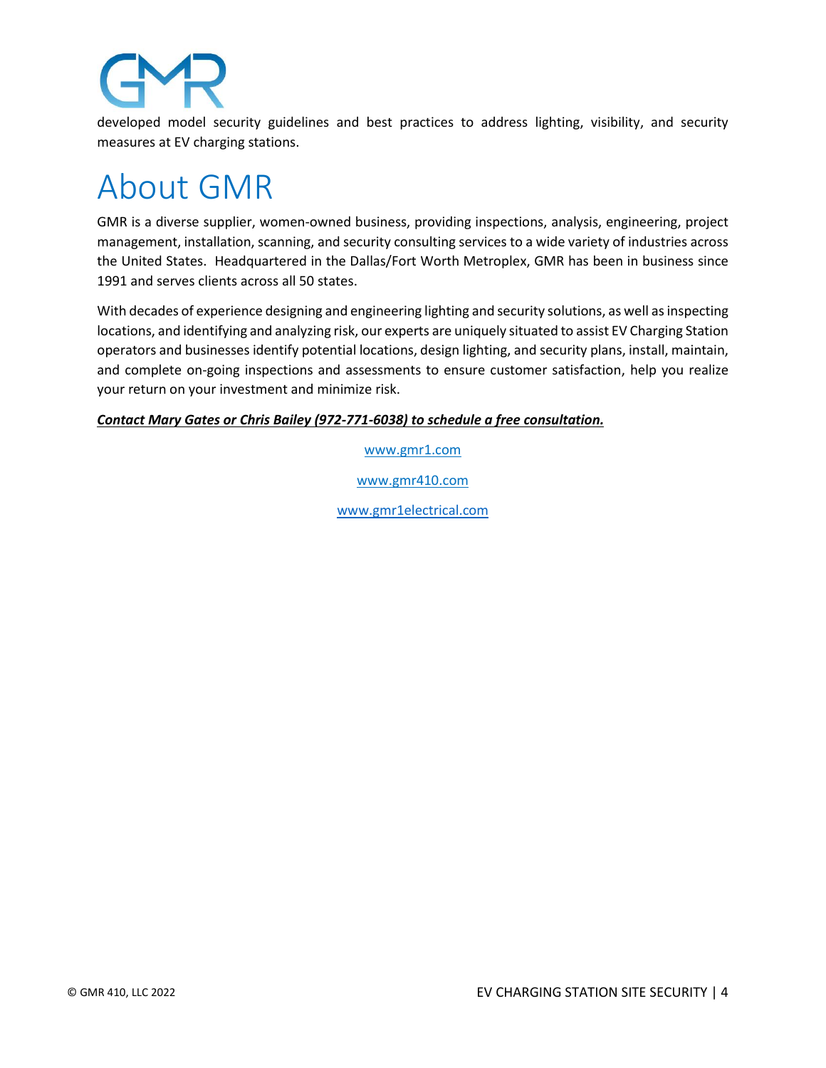developed model security guidelines and best practices to address lighting, visibility, and security measures at EV charging stations.

# About GMR

GMR is a diverse supplier, women-owned business, providing inspections, analysis, engineering, project management, installation, scanning, and security consulting services to a wide variety of industries across the United States. Headquartered in the Dallas/Fort Worth Metroplex, GMR has been in business since 1991 and serves clients across all 50 states.

With decades of experience designing and engineering lighting and security solutions, as well as inspecting locations, and identifying and analyzing risk, our experts are uniquely situated to assist EV Charging Station operators and businesses identify potential locations, design lighting, and security plans, install, maintain, and complete on-going inspections and assessments to ensure customer satisfaction, help you realize your return on your investment and minimize risk.

***Contact Mary Gates or Chris Bailey (972-771-6038) to schedule a free consultation.***

www.gmr1.com

www.gmr410.com

www.gmr1electrical.com